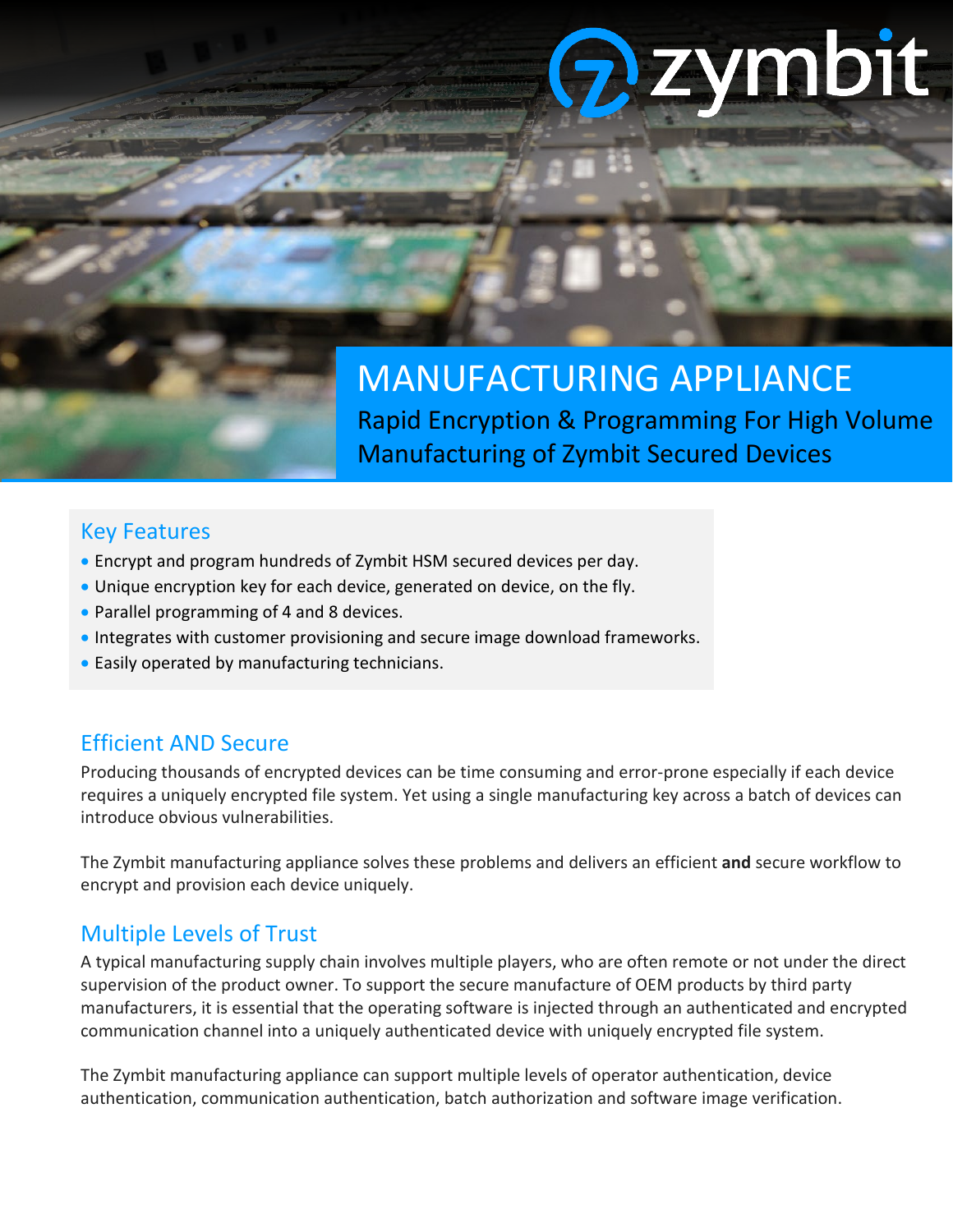# MANUFACTURING APPLIANCE

Rapid Encryption & Programming For High Volume Manufacturing of Zymbit Secured Devices

## Key Features

- Encrypt and program hundreds of Zymbit HSM secured devices per day.
- Unique encryption key for each device, generated on device, on the fly.
- Parallel programming of 4 and 8 devices.
- Integrates with customer provisioning and secure image download frameworks.
- Easily operated by manufacturing technicians.

## Efficient AND Secure

Producing thousands of encrypted devices can be time consuming and error-prone especially if each device requires a uniquely encrypted file system. Yet using a single manufacturing key across a batch of devices can introduce obvious vulnerabilities.

The Zymbit manufacturing appliance solves these problems and delivers an efficient **and** secure workflow to encrypt and provision each device uniquely.

## Multiple Levels of Trust

A typical manufacturing supply chain involves multiple players, who are often remote or not under the direct supervision of the product owner. To support the secure manufacture of OEM products by third party manufacturers, it is essential that the operating software is injected through an authenticated and encrypted communication channel into a uniquely authenticated device with uniquely encrypted file system.

The Zymbit manufacturing appliance can support multiple levels of operator authentication, device authentication, communication authentication, batch authorization and software image verification.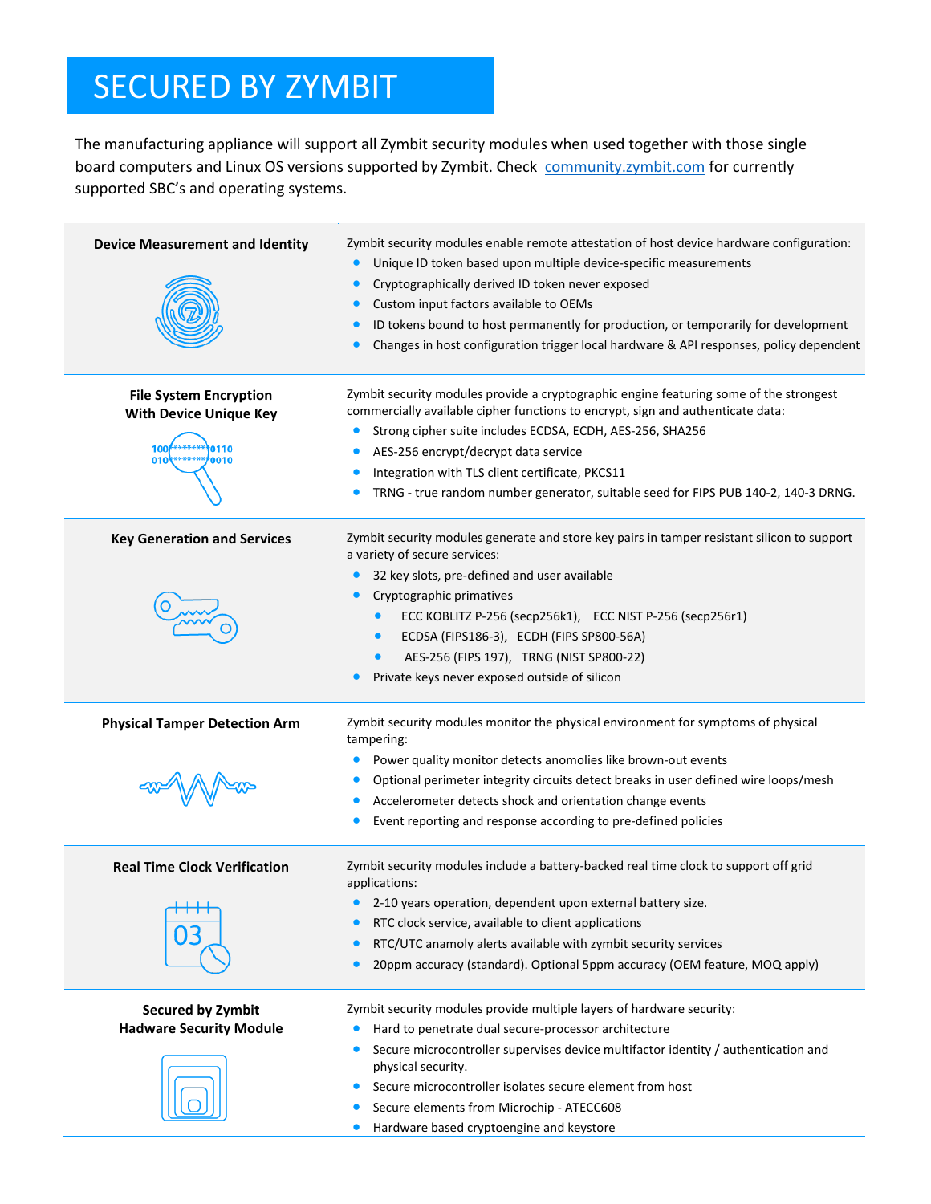# SECURED BY ZYMBIT

The manufacturing appliance will support all Zymbit security modules when used together with those single board computers and Linux OS versions supported by Zymbit. Check [community.zymbit.com](https://community.zymbit.com) for currently supported SBC's and operating systems.

### Device Measurement and Identity

Zymbit security modules enable remote attestation of host device hardware configuration:

- Unique ID token based upon multiple device-specific measurements
- Cryptographically derived ID token never exposed
- Custom input factors available to OEMs
- ID tokens bound to host permanently for production, or temporarily for development
- Changes in host configuration trigger local hardware & API responses, policy dependent

### File System Encryption With Device Unique Key

Zymbit security modules provide a cryptographic engine featuring some of the strongest commercially available cipher functions to encrypt, sign and authenticate data:

- Strong cipher suite includes ECDSA, ECDH, AES-256, SHA256
- AES-256 encrypt/decrypt data service
- Integration with TLS client certificate, PKCS11
- TRNG - true random number generator, suitable seed for FIPS PUB 140-2, 140-3 DRNG.

### Key Generation and Services

Zymbit security modules generate and store key pairs in tamper resistant silicon to support a variety of secure services:

- 32 key slots, pre-defined and user available
- Cryptographic primatives
  - ECC KOBLITZ P-256 (secp256k1), ECC NIST P-256 (secp256r1)
  - ECDSA (FIPS186-3), ECDH (FIPS SP800-56A)
  - AES-256 (FIPS 197), TRNG (NIST SP800-22)
- Private keys never exposed outside of silicon

### Physical Tamper Detection Arm

Zymbit security modules monitor the physical environment for symptoms of physical tampering:

- Power quality monitor detects anomolies like brown-out events
- Optional perimeter integrity circuits detect breaks in user defined wire loops/mesh
- Accelerometer detects shock and orientation change events
- Event reporting and response according to pre-defined policies

### Real Time Clock Verification

Zymbit security modules include a battery-backed real time clock to support off grid applications:

- 2-10 years operation, dependent upon external battery size.
- RTC clock service, available to client applications
- RTC/UTC anamoly alerts available with zymbit security services
- 20ppm accuracy (standard). Optional 5ppm accuracy (OEM feature, MOQ apply)

### Secured by Zymbit Hadware Security Module

Zymbit security modules provide multiple layers of hardware security:

- Hard to penetrate dual secure-processor architecture
- Secure microcontroller supervises device multifactor identity / authentication and physical security.
- Secure microcontroller isolates secure element from host
- Secure elements from Microchip - ATECC608
- Hardware based cryptoengine and keystore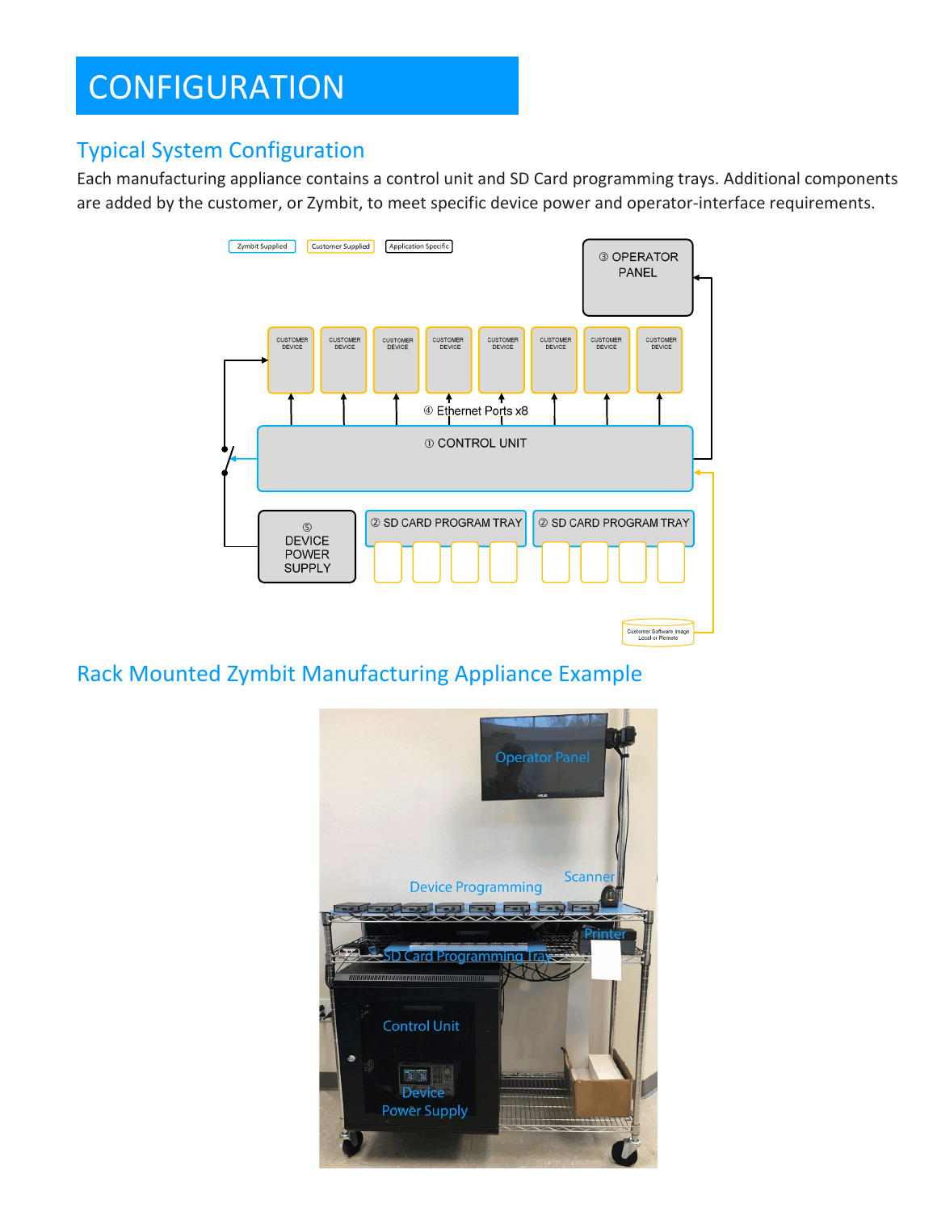# CONFIGURATION

## Typical System Configuration

Each manufacturing appliance contains a control unit and SD Card programming trays. Additional components are added by the customer, or Zymbit, to meet specific device power and operator-interface requirements.

## Rack Mounted Zymbit Manufacturing Appliance Example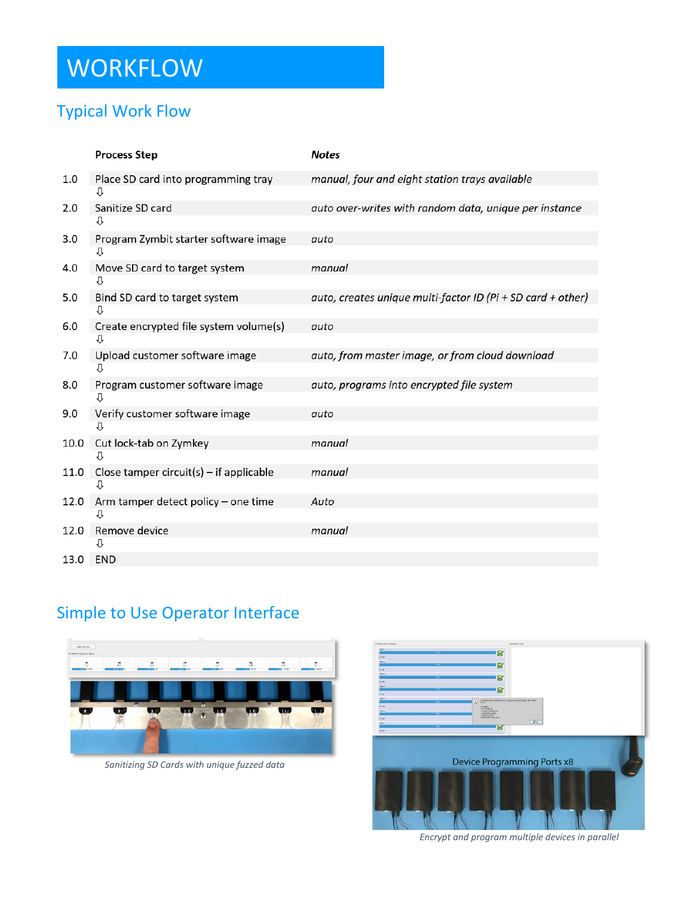# WORKFLOW

## Typical Work Flow

| | Process Step | Notes |
|---|---|---|
| 1.0 | Place SD card into programming tray | *manual, four and eight station trays available* |
| | ⇩ | |
| 2.0 | Sanitize SD card | *auto over-writes with random data, unique per instance* |
| | ⇩ | |
| 3.0 | Program Zymbit starter software image | *auto* |
| | ⇩ | |
| 4.0 | Move SD card to target system | *manual* |
| | ⇩ | |
| 5.0 | Bind SD card to target system | *auto, creates unique multi-factor ID (Pi + SD card + other)* |
| | ⇩ | |
| 6.0 | Create encrypted file system volume(s) | *auto* |
| | ⇩ | |
| 7.0 | Upload customer software image | *auto, from master image, or from cloud download* |
| | ⇩ | |
| 8.0 | Program customer software image | *auto, programs into encrypted file system* |
| | ⇩ | |
| 9.0 | Verify customer software image | *auto* |
| | ⇩ | |
| 10.0 | Cut lock-tab on Zymkey | *manual* |
| | ⇩ | |
| 11.0 | Close tamper circuit(s) – if applicable | *manual* |
| | ⇩ | |
| 12.0 | Arm tamper detect policy – one time | *Auto* |
| | ⇩ | |
| 12.0 | Remove device | *manual* |
| | ⇩ | |
| 13.0 | END | |

## Simple to Use Operator Interface

*Sanitizing SD Cards with unique fuzzed data*

Device Programming Ports x8

*Encrypt and program multiple devices in parallel*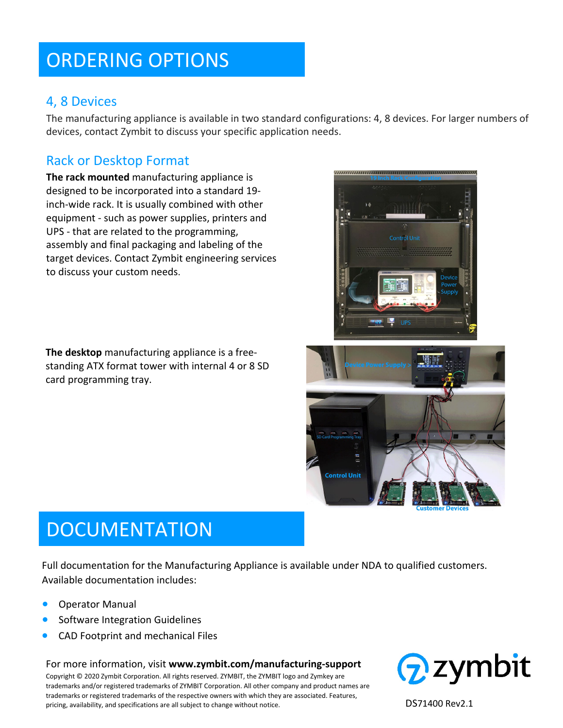# ORDERING OPTIONS

## 4, 8 Devices

The manufacturing appliance is available in two standard configurations: 4, 8 devices. For larger numbers of devices, contact Zymbit to discuss your specific application needs.

## Rack or Desktop Format

**The rack mounted** manufacturing appliance is designed to be incorporated into a standard 19-inch-wide rack. It is usually combined with other equipment - such as power supplies, printers and UPS - that are related to the programming, assembly and final packaging and labeling of the target devices. Contact Zymbit engineering services to discuss your custom needs.

**The desktop** manufacturing appliance is a free-standing ATX format tower with internal 4 or 8 SD card programming tray.

# DOCUMENTATION

Full documentation for the Manufacturing Appliance is available under NDA to qualified customers. Available documentation includes:

- Operator Manual
- Software Integration Guidelines
- CAD Footprint and mechanical Files

For more information, visit **www.zymbit.com/manufacturing-support**

Copyright © 2020 Zymbit Corporation. All rights reserved. ZYMBIT, the ZYMBIT logo and Zymkey are trademarks and/or registered trademarks of ZYMBIT Corporation. All other company and product names are trademarks or registered trademarks of the respective owners with which they are associated. Features, pricing, availability, and specifications are all subject to change without notice.

DS71400 Rev2.1